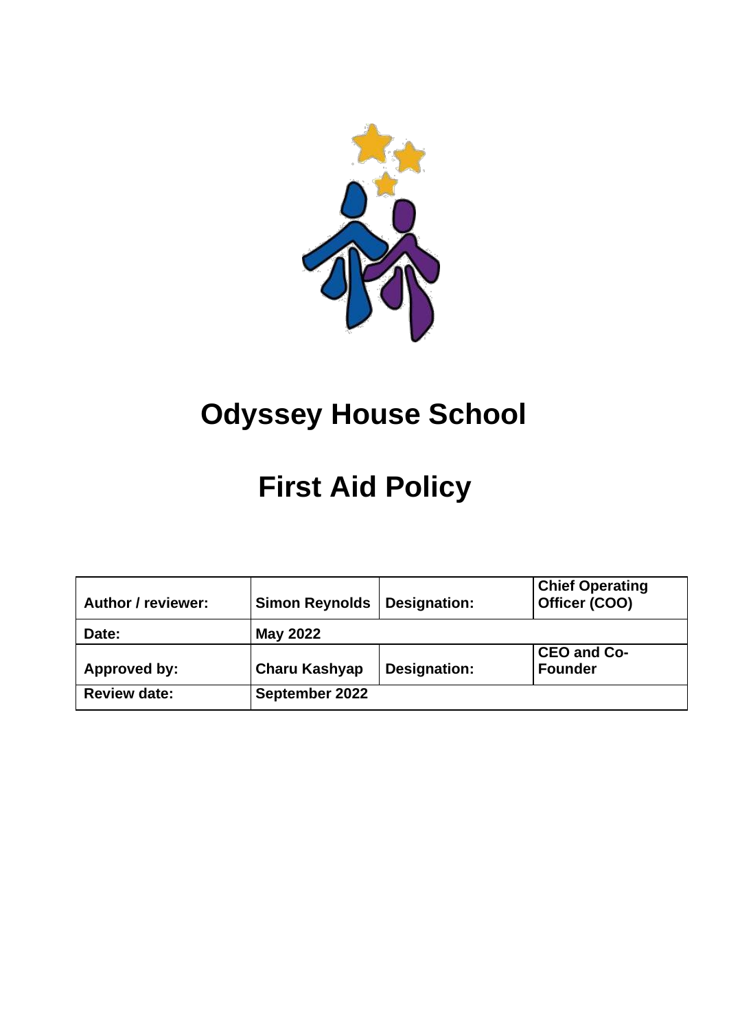# Odyssey House School

# First Aid Policy

| Author / reviewer: | Simon Reynolds | Designation: | Chief Operating Officer (COO) |
|---|---|---|---|
| Date: | May 2022 | | |
| Approved by: | Charu Kashyap | Designation: | CEO and Co-Founder |
| Review date: | September 2022 | | |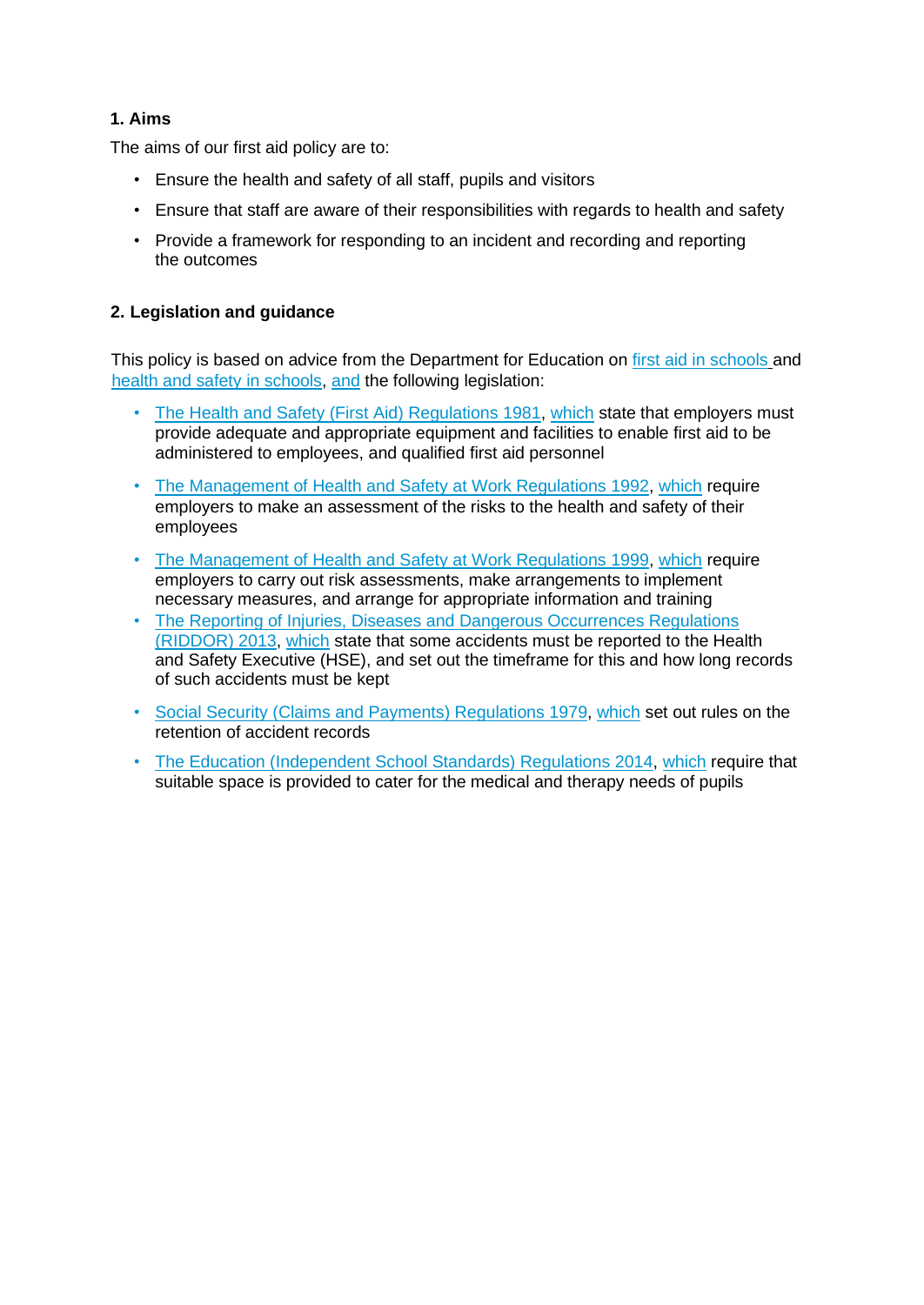## 1. Aims

The aims of our first aid policy are to:

- Ensure the health and safety of all staff, pupils and visitors
- Ensure that staff are aware of their responsibilities with regards to health and safety
- Provide a framework for responding to an incident and recording and reporting the outcomes

## 2. Legislation and guidance

This policy is based on advice from the Department for Education on first aid in schools and health and safety in schools, and the following legislation:

- The Health and Safety (First Aid) Regulations 1981, which state that employers must provide adequate and appropriate equipment and facilities to enable first aid to be administered to employees, and qualified first aid personnel
- The Management of Health and Safety at Work Regulations 1992, which require employers to make an assessment of the risks to the health and safety of their employees
- The Management of Health and Safety at Work Regulations 1999, which require employers to carry out risk assessments, make arrangements to implement necessary measures, and arrange for appropriate information and training
- The Reporting of Injuries, Diseases and Dangerous Occurrences Regulations (RIDDOR) 2013, which state that some accidents must be reported to the Health and Safety Executive (HSE), and set out the timeframe for this and how long records of such accidents must be kept
- Social Security (Claims and Payments) Regulations 1979, which set out rules on the retention of accident records
- The Education (Independent School Standards) Regulations 2014, which require that suitable space is provided to cater for the medical and therapy needs of pupils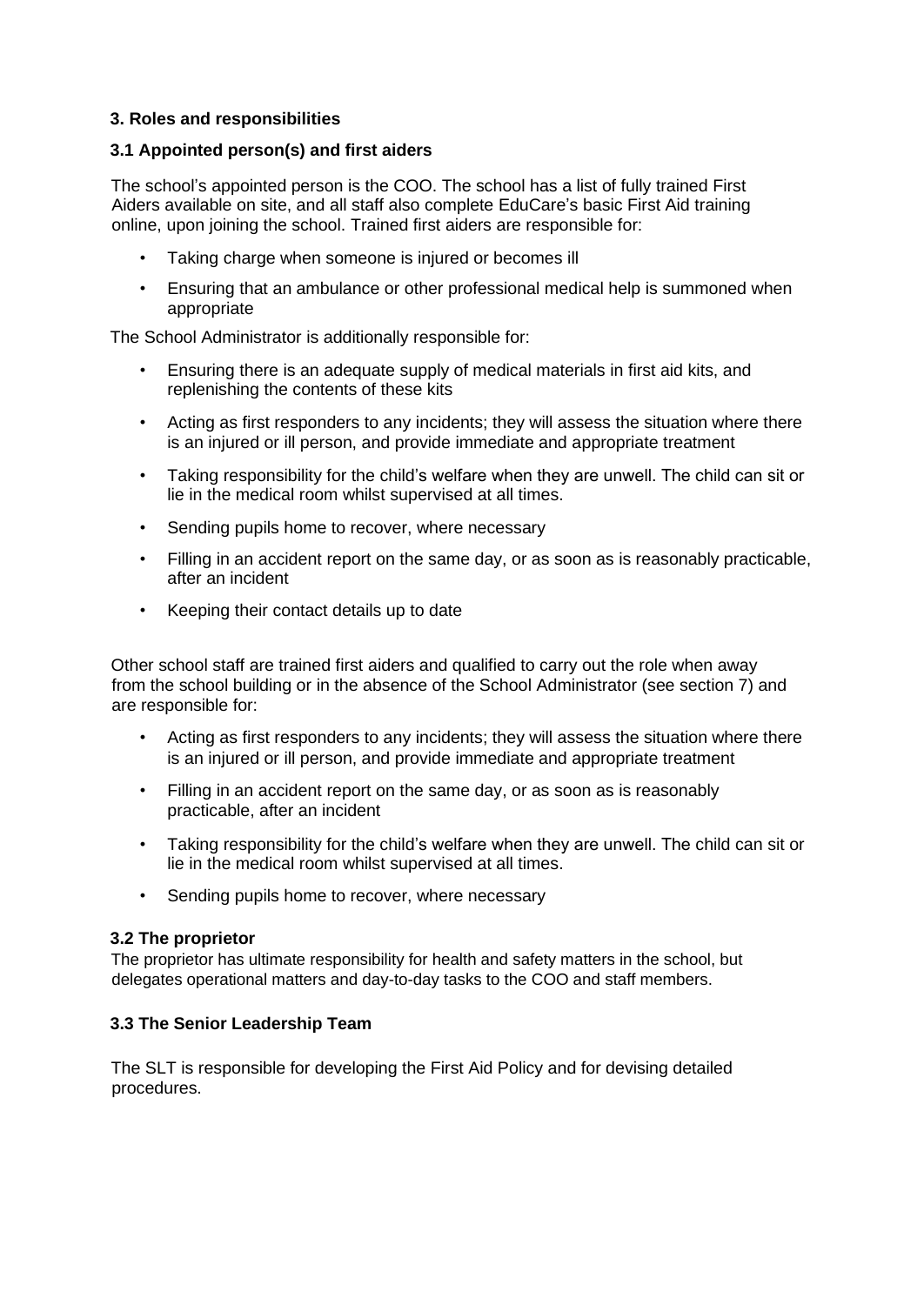### 3. Roles and responsibilities

#### 3.1 Appointed person(s) and first aiders

The school's appointed person is the COO. The school has a list of fully trained First Aiders available on site, and all staff also complete EduCare's basic First Aid training online, upon joining the school. Trained first aiders are responsible for:

- Taking charge when someone is injured or becomes ill
- Ensuring that an ambulance or other professional medical help is summoned when appropriate

The School Administrator is additionally responsible for:

- Ensuring there is an adequate supply of medical materials in first aid kits, and replenishing the contents of these kits
- Acting as first responders to any incidents; they will assess the situation where there is an injured or ill person, and provide immediate and appropriate treatment
- Taking responsibility for the child's welfare when they are unwell. The child can sit or lie in the medical room whilst supervised at all times.
- Sending pupils home to recover, where necessary
- Filling in an accident report on the same day, or as soon as is reasonably practicable, after an incident
- Keeping their contact details up to date

Other school staff are trained first aiders and qualified to carry out the role when away from the school building or in the absence of the School Administrator (see section 7) and are responsible for:

- Acting as first responders to any incidents; they will assess the situation where there is an injured or ill person, and provide immediate and appropriate treatment
- Filling in an accident report on the same day, or as soon as is reasonably practicable, after an incident
- Taking responsibility for the child's welfare when they are unwell. The child can sit or lie in the medical room whilst supervised at all times.
- Sending pupils home to recover, where necessary

#### 3.2 The proprietor

The proprietor has ultimate responsibility for health and safety matters in the school, but delegates operational matters and day-to-day tasks to the COO and staff members.

#### 3.3 The Senior Leadership Team

The SLT is responsible for developing the First Aid Policy and for devising detailed procedures.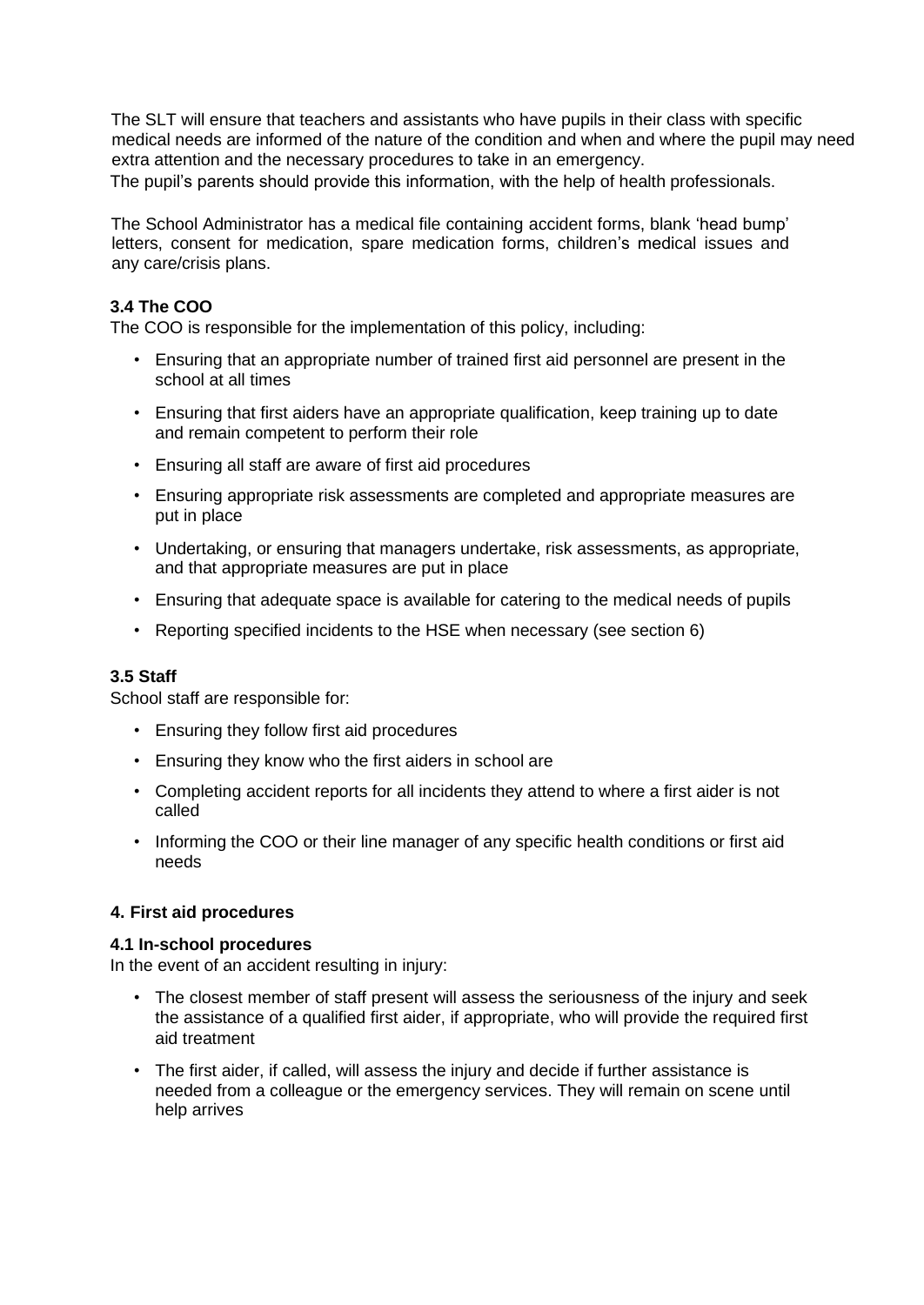The SLT will ensure that teachers and assistants who have pupils in their class with specific medical needs are informed of the nature of the condition and when and where the pupil may need extra attention and the necessary procedures to take in an emergency.

The pupil's parents should provide this information, with the help of health professionals.

The School Administrator has a medical file containing accident forms, blank 'head bump' letters, consent for medication, spare medication forms, children's medical issues and any care/crisis plans.

### 3.4 The COO

The COO is responsible for the implementation of this policy, including:

- Ensuring that an appropriate number of trained first aid personnel are present in the school at all times
- Ensuring that first aiders have an appropriate qualification, keep training up to date and remain competent to perform their role
- Ensuring all staff are aware of first aid procedures
- Ensuring appropriate risk assessments are completed and appropriate measures are put in place
- Undertaking, or ensuring that managers undertake, risk assessments, as appropriate, and that appropriate measures are put in place
- Ensuring that adequate space is available for catering to the medical needs of pupils
- Reporting specified incidents to the HSE when necessary (see section 6)

### 3.5 Staff

School staff are responsible for:

- Ensuring they follow first aid procedures
- Ensuring they know who the first aiders in school are
- Completing accident reports for all incidents they attend to where a first aider is not called
- Informing the COO or their line manager of any specific health conditions or first aid needs

## 4. First aid procedures

### 4.1 In-school procedures

In the event of an accident resulting in injury:

- The closest member of staff present will assess the seriousness of the injury and seek the assistance of a qualified first aider, if appropriate, who will provide the required first aid treatment
- The first aider, if called, will assess the injury and decide if further assistance is needed from a colleague or the emergency services. They will remain on scene until help arrives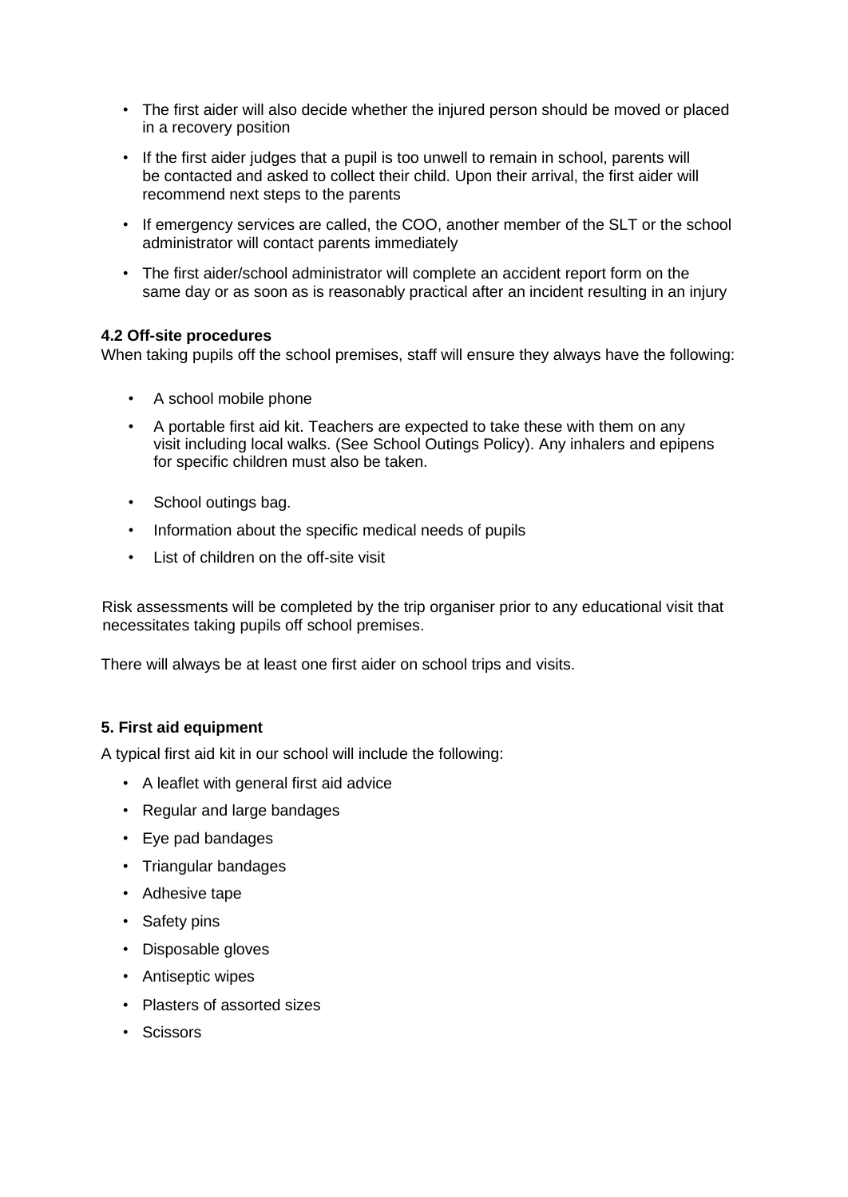- The first aider will also decide whether the injured person should be moved or placed in a recovery position
- If the first aider judges that a pupil is too unwell to remain in school, parents will be contacted and asked to collect their child. Upon their arrival, the first aider will recommend next steps to the parents
- If emergency services are called, the COO, another member of the SLT or the school administrator will contact parents immediately
- The first aider/school administrator will complete an accident report form on the same day or as soon as is reasonably practical after an incident resulting in an injury

**4.2 Off-site procedures**

When taking pupils off the school premises, staff will ensure they always have the following:

- A school mobile phone
- A portable first aid kit. Teachers are expected to take these with them on any visit including local walks. (See School Outings Policy). Any inhalers and epipens for specific children must also be taken.
- School outings bag.
- Information about the specific medical needs of pupils
- List of children on the off-site visit

Risk assessments will be completed by the trip organiser prior to any educational visit that necessitates taking pupils off school premises.

There will always be at least one first aider on school trips and visits.

**5. First aid equipment**

A typical first aid kit in our school will include the following:

- A leaflet with general first aid advice
- Regular and large bandages
- Eye pad bandages
- Triangular bandages
- Adhesive tape
- Safety pins
- Disposable gloves
- Antiseptic wipes
- Plasters of assorted sizes
- Scissors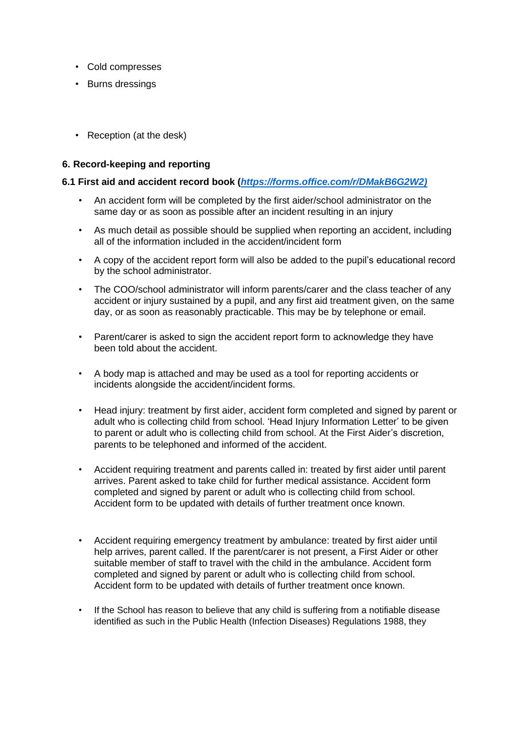- Cold compresses
- Burns dressings

- Reception (at the desk)

**6. Record-keeping and reporting**

**6.1 First aid and accident record book (*[https://forms.office.com/r/DMakB6G2W2)](https://forms.office.com/r/DMakB6G2W2)*)**

- An accident form will be completed by the first aider/school administrator on the same day or as soon as possible after an incident resulting in an injury
- As much detail as possible should be supplied when reporting an accident, including all of the information included in the accident/incident form
- A copy of the accident report form will also be added to the pupil's educational record by the school administrator.
- The COO/school administrator will inform parents/carer and the class teacher of any accident or injury sustained by a pupil, and any first aid treatment given, on the same day, or as soon as reasonably practicable. This may be by telephone or email.
- Parent/carer is asked to sign the accident report form to acknowledge they have been told about the accident.
- A body map is attached and may be used as a tool for reporting accidents or incidents alongside the accident/incident forms.
- Head injury: treatment by first aider, accident form completed and signed by parent or adult who is collecting child from school. 'Head Injury Information Letter' to be given to parent or adult who is collecting child from school. At the First Aider's discretion, parents to be telephoned and informed of the accident.
- Accident requiring treatment and parents called in: treated by first aider until parent arrives. Parent asked to take child for further medical assistance. Accident form completed and signed by parent or adult who is collecting child from school. Accident form to be updated with details of further treatment once known.
- Accident requiring emergency treatment by ambulance: treated by first aider until help arrives, parent called. If the parent/carer is not present, a First Aider or other suitable member of staff to travel with the child in the ambulance. Accident form completed and signed by parent or adult who is collecting child from school. Accident form to be updated with details of further treatment once known.
- If the School has reason to believe that any child is suffering from a notifiable disease identified as such in the Public Health (Infection Diseases) Regulations 1988, they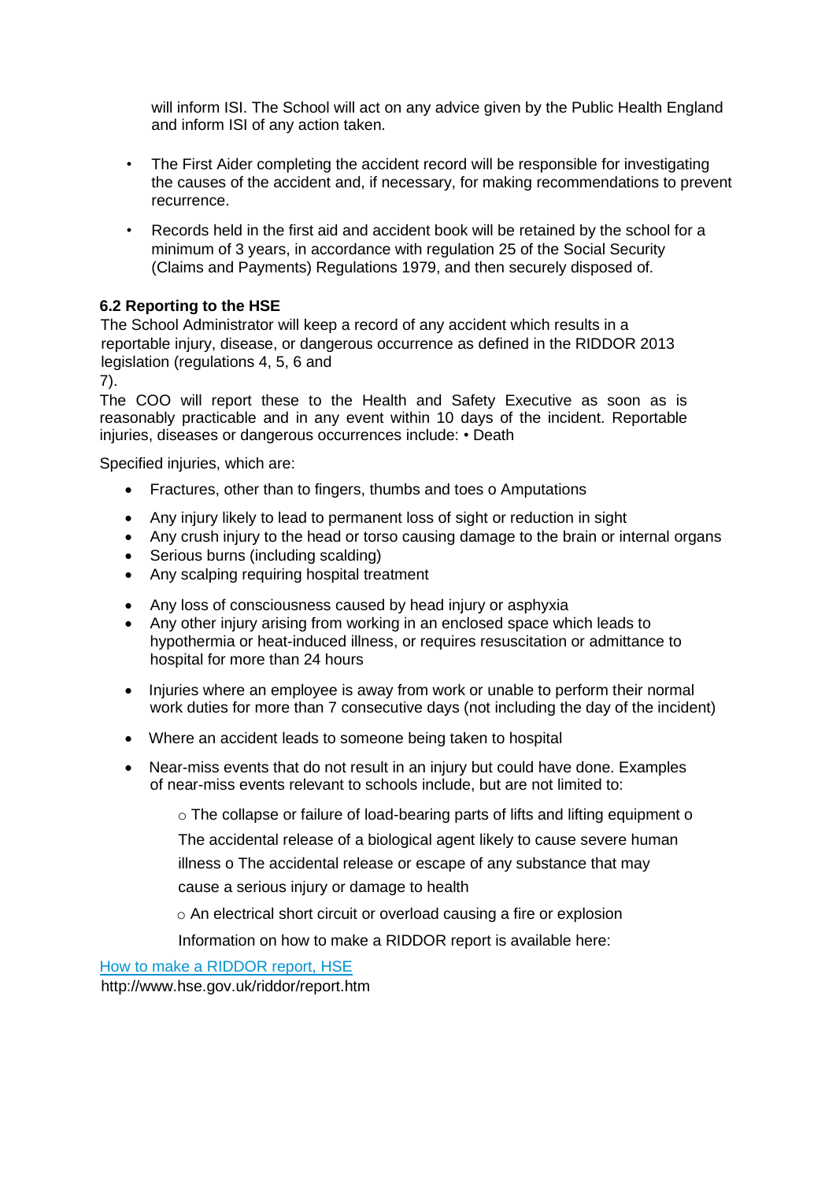will inform ISI. The School will act on any advice given by the Public Health England and inform ISI of any action taken.

- The First Aider completing the accident record will be responsible for investigating the causes of the accident and, if necessary, for making recommendations to prevent recurrence.
- Records held in the first aid and accident book will be retained by the school for a minimum of 3 years, in accordance with regulation 25 of the Social Security (Claims and Payments) Regulations 1979, and then securely disposed of.

**6.2 Reporting to the HSE**

The School Administrator will keep a record of any accident which results in a reportable injury, disease, or dangerous occurrence as defined in the RIDDOR 2013 legislation (regulations 4, 5, 6 and 7).

The COO will report these to the Health and Safety Executive as soon as is reasonably practicable and in any event within 10 days of the incident. Reportable injuries, diseases or dangerous occurrences include: • Death

Specified injuries, which are:

- Fractures, other than to fingers, thumbs and toes o Amputations
- Any injury likely to lead to permanent loss of sight or reduction in sight
- Any crush injury to the head or torso causing damage to the brain or internal organs
- Serious burns (including scalding)
- Any scalping requiring hospital treatment
- Any loss of consciousness caused by head injury or asphyxia
- Any other injury arising from working in an enclosed space which leads to hypothermia or heat-induced illness, or requires resuscitation or admittance to hospital for more than 24 hours
- Injuries where an employee is away from work or unable to perform their normal work duties for more than 7 consecutive days (not including the day of the incident)
- Where an accident leads to someone being taken to hospital
- Near-miss events that do not result in an injury but could have done. Examples of near-miss events relevant to schools include, but are not limited to:

  ○ The collapse or failure of load-bearing parts of lifts and lifting equipment o The accidental release of a biological agent likely to cause severe human illness o The accidental release or escape of any substance that may cause a serious injury or damage to health

  ○ An electrical short circuit or overload causing a fire or explosion

  Information on how to make a RIDDOR report is available here:

[How to make a RIDDOR report, HSE](http://www.hse.gov.uk/riddor/report.htm)
http://www.hse.gov.uk/riddor/report.htm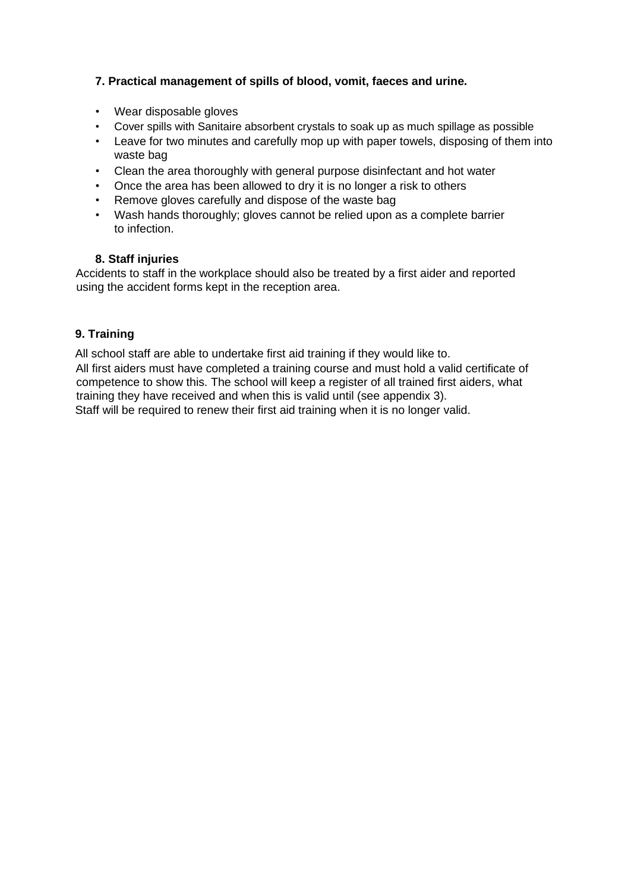### 7. Practical management of spills of blood, vomit, faeces and urine.

- Wear disposable gloves
- Cover spills with Sanitaire absorbent crystals to soak up as much spillage as possible
- Leave for two minutes and carefully mop up with paper towels, disposing of them into waste bag
- Clean the area thoroughly with general purpose disinfectant and hot water
- Once the area has been allowed to dry it is no longer a risk to others
- Remove gloves carefully and dispose of the waste bag
- Wash hands thoroughly; gloves cannot be relied upon as a complete barrier to infection.

### 8. Staff injuries

Accidents to staff in the workplace should also be treated by a first aider and reported using the accident forms kept in the reception area.

### 9. Training

All school staff are able to undertake first aid training if they would like to.
All first aiders must have completed a training course and must hold a valid certificate of competence to show this. The school will keep a register of all trained first aiders, what training they have received and when this is valid until (see appendix 3).
Staff will be required to renew their first aid training when it is no longer valid.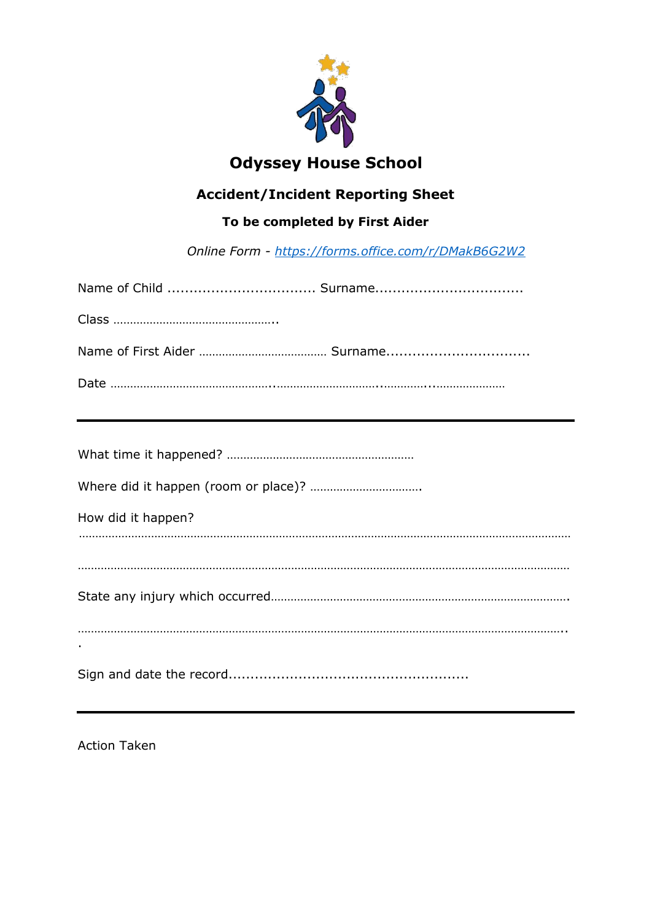# Odyssey House School

## Accident/Incident Reporting Sheet

### To be completed by First Aider

*Online Form - [https://forms.office.com/r/DMakB6G2W2](https://forms.office.com/r/DMakB6G2W2)*

Name of Child .................................. Surname..................................

Class …………………………………………..

Name of First Aider ………………………………… Surname.................................

Date …………………………………………..……………………….…………...…………………

---

What time it happened? …………………………………………………

Where did it happen (room or place)? …………………………….

How did it happen?

………………………………………………………………………………………………………………………

………………………………………………………………………………………………………………………

State any injury which occurred……………………………………………………………………………….

……………………………………………………………………………………………………………………..
.

Sign and date the record......................................................

---

Action Taken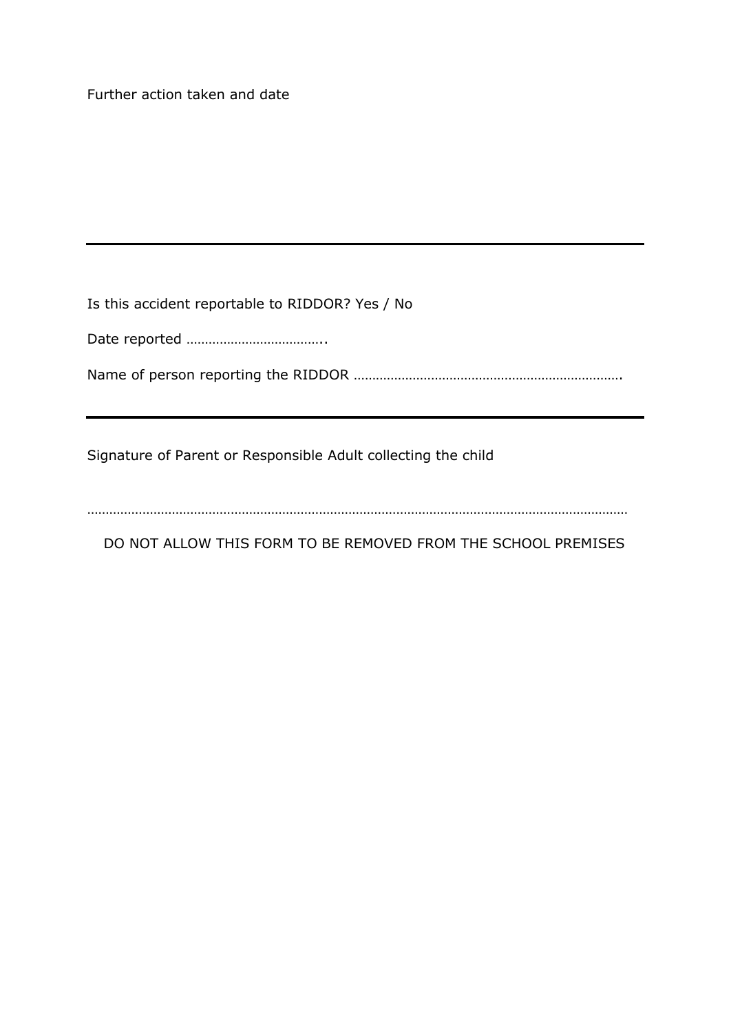Further action taken and date

---

Is this accident reportable to RIDDOR? Yes / No

Date reported ………………………………..

Name of person reporting the RIDDOR ……………………………………………………………….

---

Signature of Parent or Responsible Adult collecting the child

……………………………………………………………………………………………………………………………

DO NOT ALLOW THIS FORM TO BE REMOVED FROM THE SCHOOL PREMISES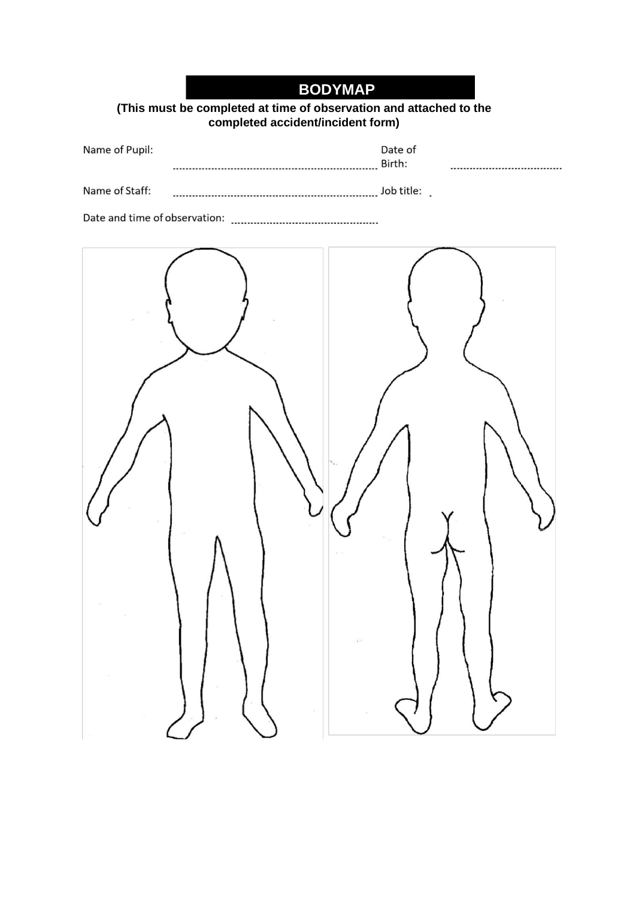# BODYMAP

**(This must be completed at time of observation and attached to the completed accident/incident form)**

Name of Pupil: ........................................................................ Date of Birth: ......................................

Name of Staff: ........................................................................ Job title:

Date and time of observation: ..................................................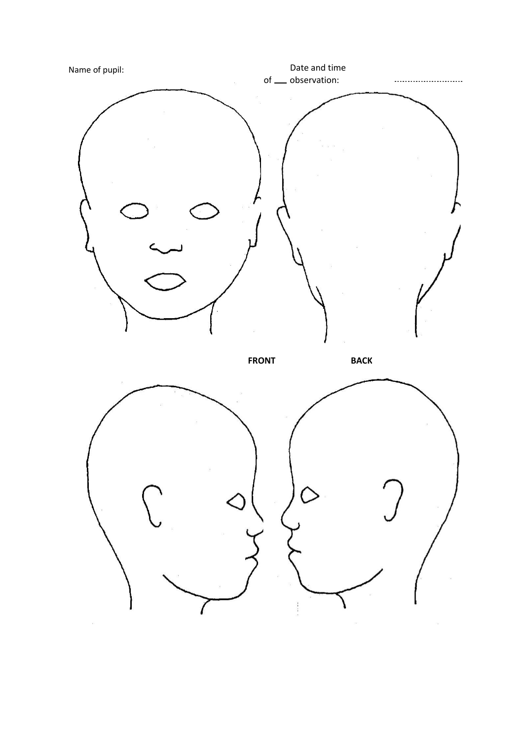Name of pupil:

Date and time of ___ observation: ............................

FRONT

BACK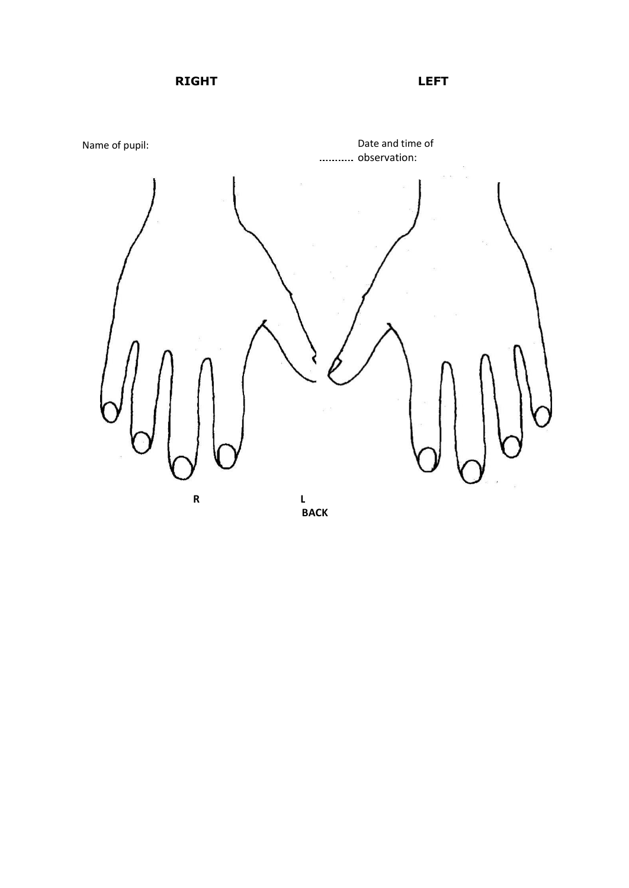**RIGHT** **LEFT**

Name of pupil:

........... Date and time of observation:

**R** **L**

**BACK**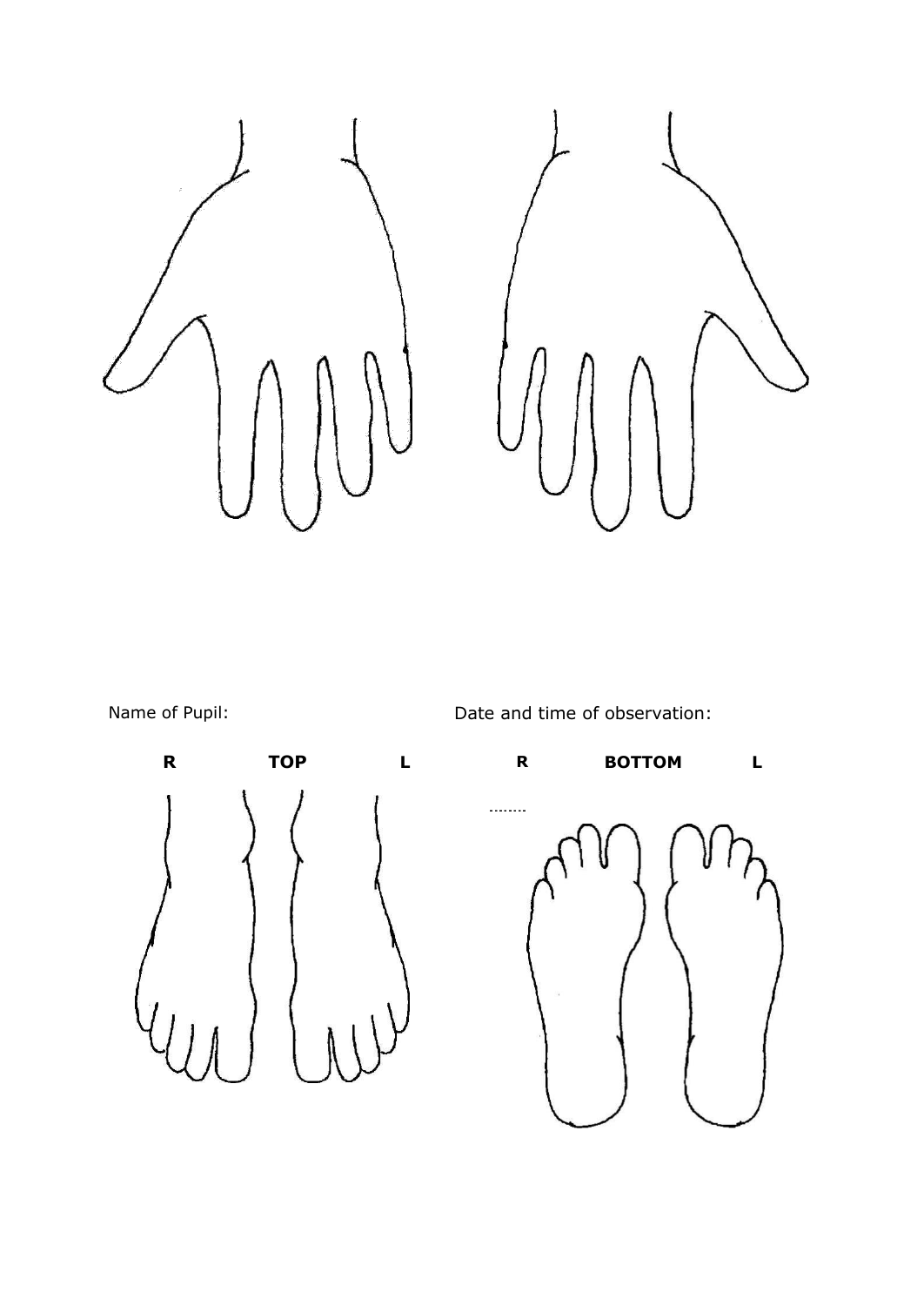Name of Pupil: 

Date and time of observation:

**R** **TOP** **L**

**R** **BOTTOM** **L**

-------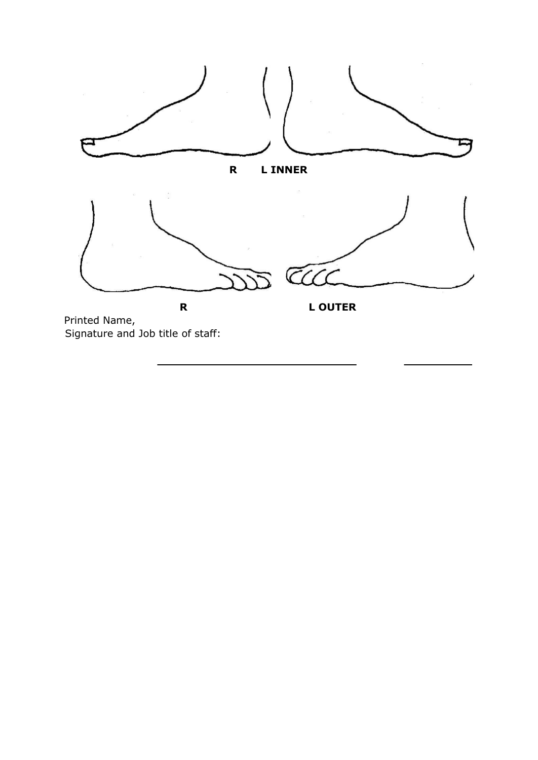**R L INNER**

**R L OUTER**

Printed Name,
Signature and Job title of staff:

\_\_\_\_\_\_\_\_\_\_\_\_\_\_\_\_\_\_\_\_\_\_\_\_\_\_\_\_\_\_\_\_ \_\_\_\_\_\_\_\_\_\_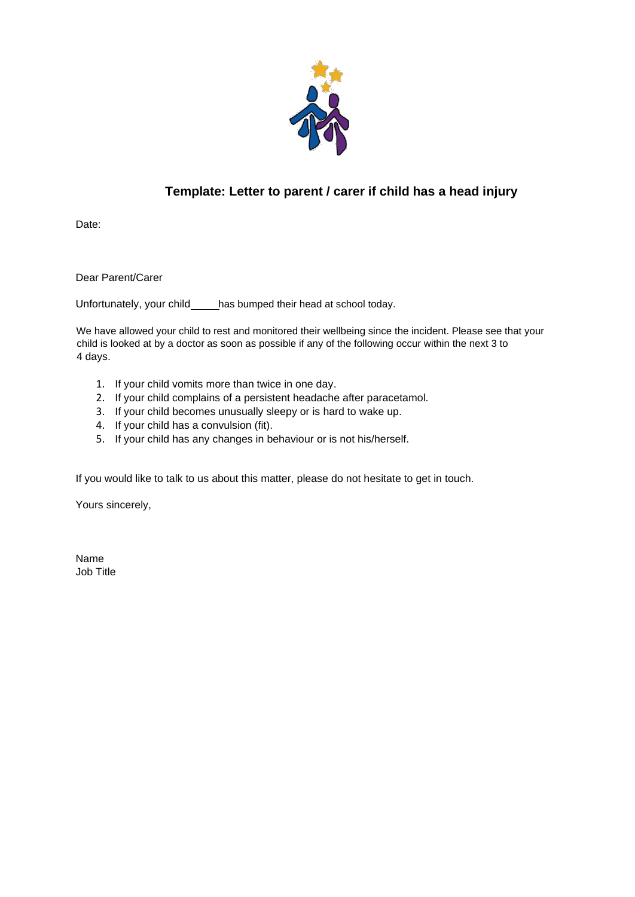## Template: Letter to parent / carer if child has a head injury

Date:

Dear Parent/Carer

Unfortunately, your child_____has bumped their head at school today.

We have allowed your child to rest and monitored their wellbeing since the incident. Please see that your child is looked at by a doctor as soon as possible if any of the following occur within the next 3 to 4 days.

1. If your child vomits more than twice in one day.
2. If your child complains of a persistent headache after paracetamol.
3. If your child becomes unusually sleepy or is hard to wake up.
4. If your child has a convulsion (fit).
5. If your child has any changes in behaviour or is not his/herself.

If you would like to talk to us about this matter, please do not hesitate to get in touch.

Yours sincerely,

Name
Job Title